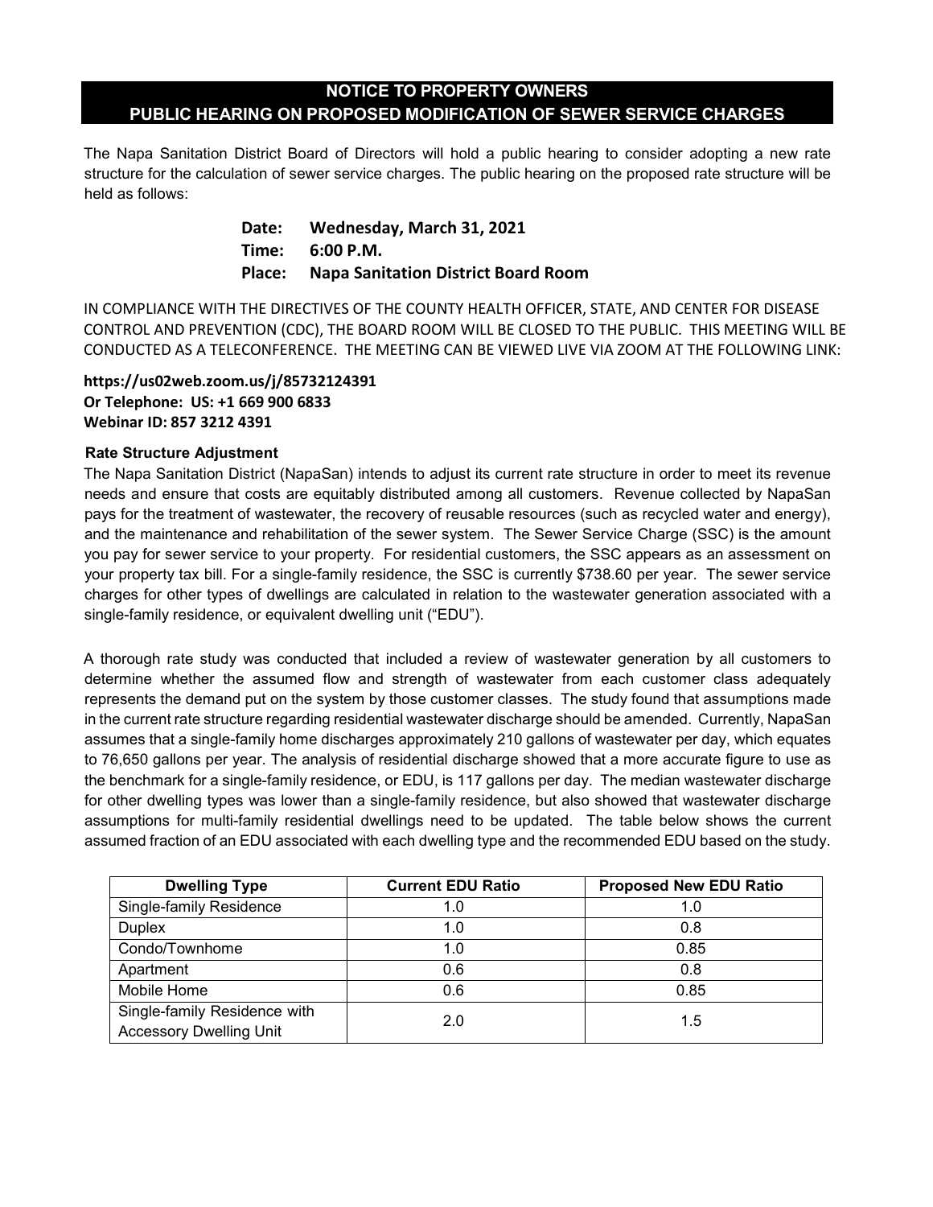# NOTICE TO PROPERTY OWNERS
# PUBLIC HEARING ON PROPOSED MODIFICATION OF SEWER SERVICE CHARGES

The Napa Sanitation District Board of Directors will hold a public hearing to consider adopting a new rate structure for the calculation of sewer service charges. The public hearing on the proposed rate structure will be held as follows:

**Date: Wednesday, March 31, 2021**
**Time: 6:00 P.M.**
**Place: Napa Sanitation District Board Room**

IN COMPLIANCE WITH THE DIRECTIVES OF THE COUNTY HEALTH OFFICER, STATE, AND CENTER FOR DISEASE CONTROL AND PREVENTION (CDC), THE BOARD ROOM WILL BE CLOSED TO THE PUBLIC. THIS MEETING WILL BE CONDUCTED AS A TELECONFERENCE. THE MEETING CAN BE VIEWED LIVE VIA ZOOM AT THE FOLLOWING LINK:

**https://us02web.zoom.us/j/85732124391**
**Or Telephone: US: +1 669 900 6833**
**Webinar ID: 857 3212 4391**

### Rate Structure Adjustment

The Napa Sanitation District (NapaSan) intends to adjust its current rate structure in order to meet its revenue needs and ensure that costs are equitably distributed among all customers. Revenue collected by NapaSan pays for the treatment of wastewater, the recovery of reusable resources (such as recycled water and energy), and the maintenance and rehabilitation of the sewer system. The Sewer Service Charge (SSC) is the amount you pay for sewer service to your property. For residential customers, the SSC appears as an assessment on your property tax bill. For a single-family residence, the SSC is currently $738.60 per year. The sewer service charges for other types of dwellings are calculated in relation to the wastewater generation associated with a single-family residence, or equivalent dwelling unit ("EDU").

A thorough rate study was conducted that included a review of wastewater generation by all customers to determine whether the assumed flow and strength of wastewater from each customer class adequately represents the demand put on the system by those customer classes. The study found that assumptions made in the current rate structure regarding residential wastewater discharge should be amended. Currently, NapaSan assumes that a single-family home discharges approximately 210 gallons of wastewater per day, which equates to 76,650 gallons per year. The analysis of residential discharge showed that a more accurate figure to use as the benchmark for a single-family residence, or EDU, is 117 gallons per day. The median wastewater discharge for other dwelling types was lower than a single-family residence, but also showed that wastewater discharge assumptions for multi-family residential dwellings need to be updated. The table below shows the current assumed fraction of an EDU associated with each dwelling type and the recommended EDU based on the study.

| Dwelling Type | Current EDU Ratio | Proposed New EDU Ratio |
|---|---|---|
| Single-family Residence | 1.0 | 1.0 |
| Duplex | 1.0 | 0.8 |
| Condo/Townhome | 1.0 | 0.85 |
| Apartment | 0.6 | 0.8 |
| Mobile Home | 0.6 | 0.85 |
| Single-family Residence with Accessory Dwelling Unit | 2.0 | 1.5 |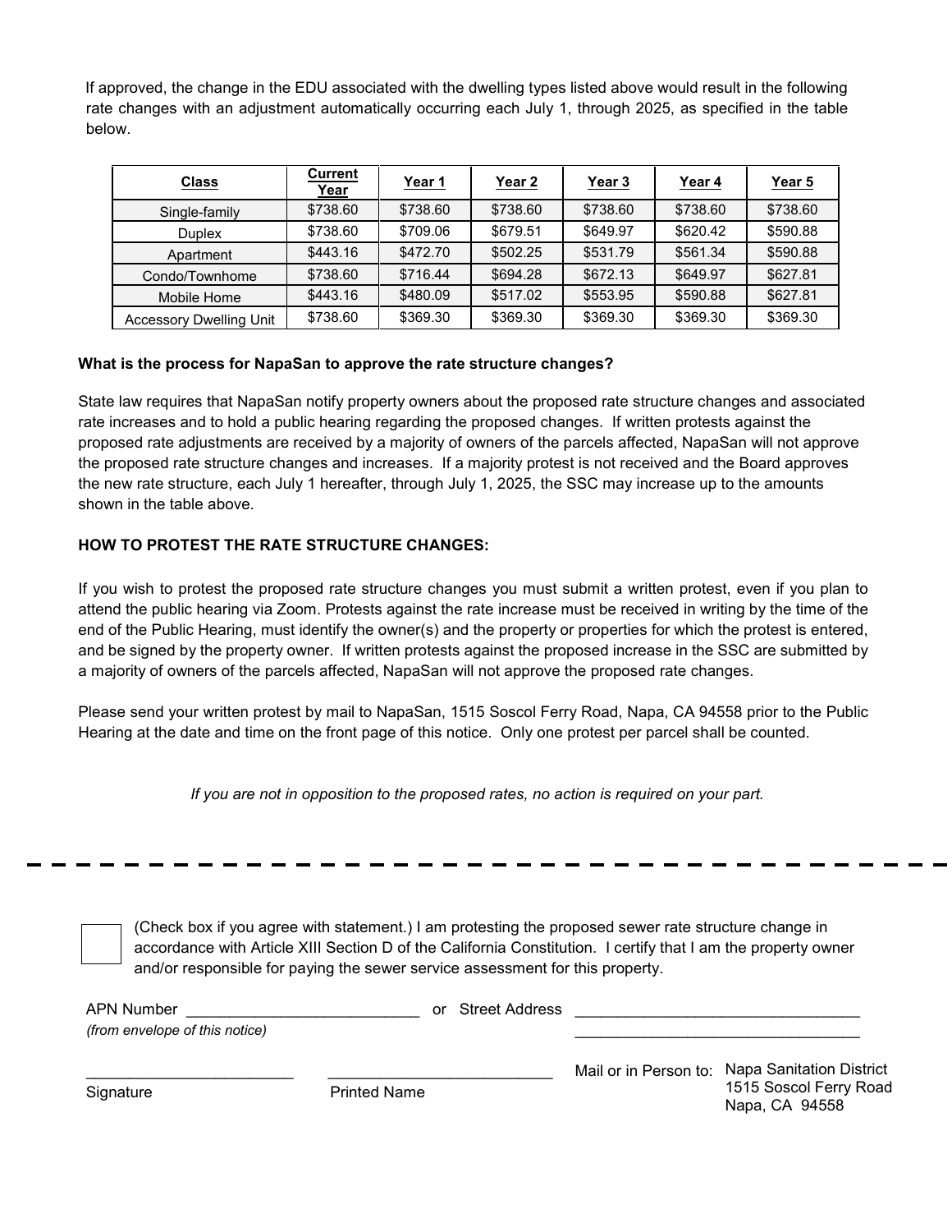If approved, the change in the EDU associated with the dwelling types listed above would result in the following rate changes with an adjustment automatically occurring each July 1, through 2025, as specified in the table below.

| Class | Current Year | Year 1 | Year 2 | Year 3 | Year 4 | Year 5 |
|---|---|---|---|---|---|---|
| Single-family | $738.60 | $738.60 | $738.60 | $738.60 | $738.60 | $738.60 |
| Duplex | $738.60 | $709.06 | $679.51 | $649.97 | $620.42 | $590.88 |
| Apartment | $443.16 | $472.70 | $502.25 | $531.79 | $561.34 | $590.88 |
| Condo/Townhome | $738.60 | $716.44 | $694.28 | $672.13 | $649.97 | $627.81 |
| Mobile Home | $443.16 | $480.09 | $517.02 | $553.95 | $590.88 | $627.81 |
| Accessory Dwelling Unit | $738.60 | $369.30 | $369.30 | $369.30 | $369.30 | $369.30 |

**What is the process for NapaSan to approve the rate structure changes?**

State law requires that NapaSan notify property owners about the proposed rate structure changes and associated rate increases and to hold a public hearing regarding the proposed changes. If written protests against the proposed rate adjustments are received by a majority of owners of the parcels affected, NapaSan will not approve the proposed rate structure changes and increases. If a majority protest is not received and the Board approves the new rate structure, each July 1 hereafter, through July 1, 2025, the SSC may increase up to the amounts shown in the table above.

**HOW TO PROTEST THE RATE STRUCTURE CHANGES:**

If you wish to protest the proposed rate structure changes you must submit a written protest, even if you plan to attend the public hearing via Zoom. Protests against the rate increase must be received in writing by the time of the end of the Public Hearing, must identify the owner(s) and the property or properties for which the protest is entered, and be signed by the property owner. If written protests against the proposed increase in the SSC are submitted by a majority of owners of the parcels affected, NapaSan will not approve the proposed rate changes.

Please send your written protest by mail to NapaSan, 1515 Soscol Ferry Road, Napa, CA 94558 prior to the Public Hearing at the date and time on the front page of this notice. Only one protest per parcel shall be counted.

*If you are not in opposition to the proposed rates, no action is required on your part.*

---

☐ (Check box if you agree with statement.) I am protesting the proposed sewer rate structure change in accordance with Article XIII Section D of the California Constitution. I certify that I am the property owner and/or responsible for paying the sewer service assessment for this property.

APN Number ___________________________ or Street Address __________________________________

*(from envelope of this notice)* __________________________________

________________________ ________________________

Signature Printed Name

Mail or in Person to: Napa Sanitation District
1515 Soscol Ferry Road
Napa, CA 94558